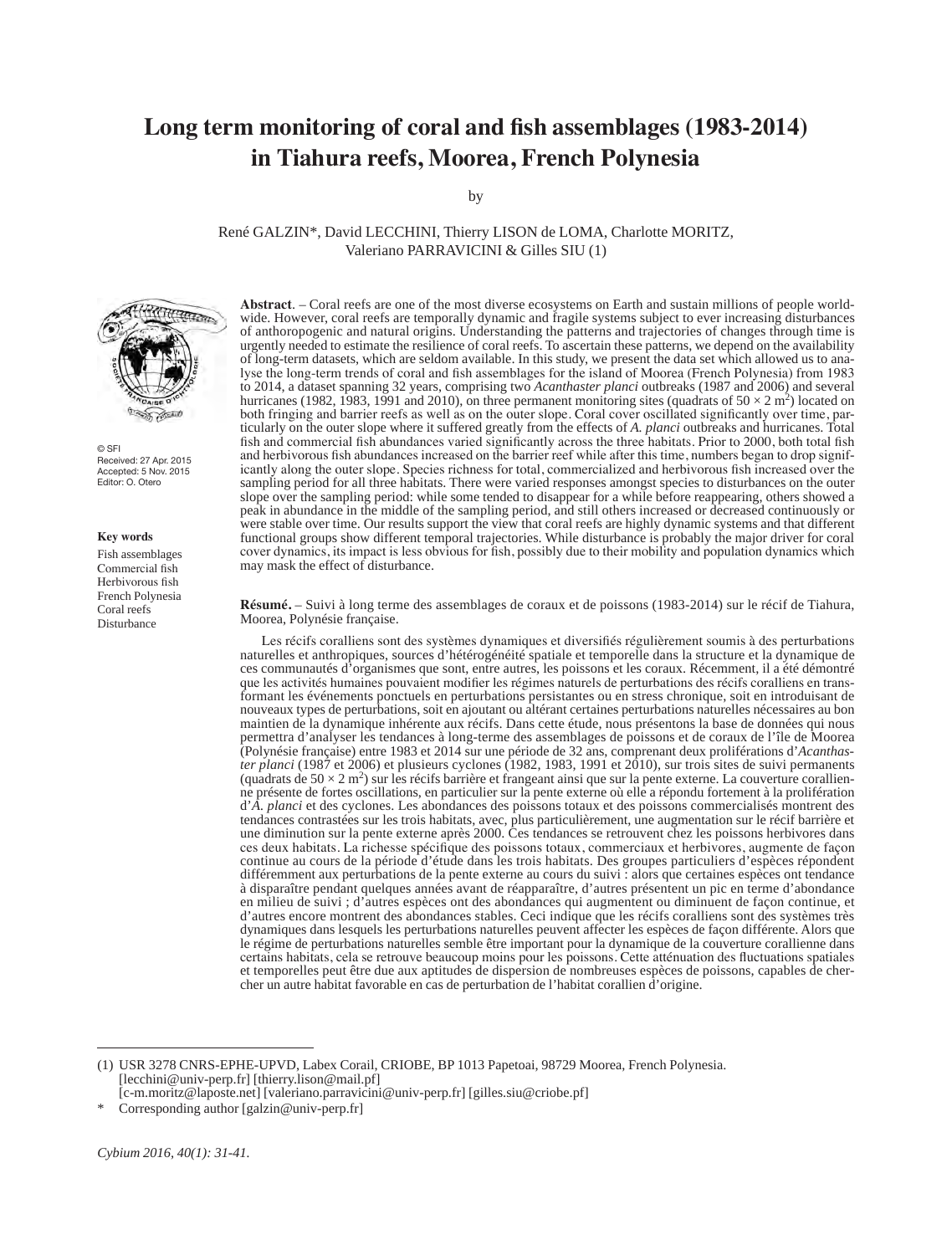# Long term monitoring of coral and fish assemblages (1983-2014) in Tiahura reefs, Moorea, French Polynesia

by

René GALZIN*, David LECCHINI, Thierry LISON de LOMA, Charlotte MORITZ, Valeriano PARRAVICINI & Gilles SIU (1)

© SFI
Received: 27 Apr. 2015
Accepted: 5 Nov. 2015
Editor: O. Otero

**Key words**

Fish assemblages
Commercial fish
Herbivorous fish
French Polynesia
Coral reefs
Disturbance

**Abstract**. – Coral reefs are one of the most diverse ecosystems on Earth and sustain millions of people worldwide. However, coral reefs are temporally dynamic and fragile systems subject to ever increasing disturbances of anthropogenic and natural origins. Understanding the patterns and trajectories of changes through time is urgently needed to estimate the resilience of coral reefs. To ascertain these patterns, we depend on the availability of long-term datasets, which are seldom available. In this study, we present the data set which allowed us to analyse the long-term trends of coral and fish assemblages for the island of Moorea (French Polynesia) from 1983 to 2014, a dataset spanning 32 years, comprising two *Acanthaster planci* outbreaks (1987 and 2006) and several hurricanes (1982, 1983, 1991 and 2010), on three permanent monitoring sites (quadrats of $50 \times 2$ m$^2$) located on both fringing and barrier reefs as well as on the outer slope. Coral cover oscillated significantly over time, particularly on the outer slope where it suffered greatly from the effects of *A. planci* outbreaks and hurricanes. Total fish and commercial fish abundances varied significantly across the three habitats. Prior to 2000, both total fish and herbivorous fish abundances increased on the barrier reef while after this time, numbers began to drop significantly along the outer slope. Species richness for total, commercialized and herbivorous fish increased over the sampling period for all three habitats. There were varied responses amongst species to disturbances on the outer slope over the sampling period: while some tended to disappear for a while before reappearing, others showed a peak in abundance in the middle of the sampling period, and still others increased or decreased continuously or were stable over time. Our results support the view that coral reefs are highly dynamic systems and that different functional groups show different temporal trajectories. While disturbance is probably the major driver for coral cover dynamics, its impact is less obvious for fish, possibly due to their mobility and population dynamics which may mask the effect of disturbance.

**Résumé.** – Suivi à long terme des assemblages de coraux et de poissons (1983-2014) sur le récif de Tiahura, Moorea, Polynésie française.

Les récifs coralliens sont des systèmes dynamiques et diversifiés régulièrement soumis à des perturbations naturelles et anthropiques, sources d'hétérogénéité spatiale et temporelle dans la structure et la dynamique de ces communautés d'organismes que sont, entre autres, les poissons et les coraux. Récemment, il a été démontré que les activités humaines pouvaient modifier les régimes naturels de perturbations des récifs coralliens en transformant les événements ponctuels en perturbations persistantes ou en stress chronique, soit en introduisant de nouveaux types de perturbations, soit en ajoutant ou altérant certaines perturbations naturelles nécessaires au bon maintien de la dynamique inhérente aux récifs. Dans cette étude, nous présentons la base de données qui nous permettra d'analyser les tendances à long-terme des assemblages de poissons et de coraux de l'île de Moorea (Polynésie française) entre 1983 et 2014 sur une période de 32 ans, comprenant deux proliférations d'*Acanthaster planci* (1987 et 2006) et plusieurs cyclones (1982, 1983, 1991 et 2010), sur trois sites de suivi permanents (quadrats de $50 \times 2$ m$^2$) sur les récifs barrière et frangeant ainsi que sur la pente externe. La couverture corallienne présente de fortes oscillations, en particulier sur la pente externe où elle a répondu fortement à la prolifération d'*A. planci* et des cyclones. Les abondances des poissons totaux et des poissons commercialisés montrent des tendances contrastées sur les trois habitats, avec, plus particulièrement, une augmentation sur le récif barrière et une diminution sur la pente externe après 2000. Ces tendances se retrouvent chez les poissons herbivores dans ces deux habitats. La richesse spécifique des poissons totaux, commerciaux et herbivores, augmente de façon continue au cours de la période d'étude dans les trois habitats. Des groupes particuliers d'espèces répondent différemment aux perturbations de la pente externe au cours du suivi : alors que certaines espèces ont tendance à disparaître pendant quelques années avant de réapparaître, d'autres présentent un pic en terme d'abondance en milieu de suivi ; d'autres espèces ont des abondances qui augmentent ou diminuent de façon continue, et d'autres encore montrent des abondances stables. Ceci indique que les récifs coralliens sont des systèmes très dynamiques dans lesquels les perturbations naturelles peuvent affecter les espèces de façon différente. Alors que le régime de perturbations naturelles semble être important pour la dynamique de la couverture corallienne dans certains habitats, cela se retrouve beaucoup moins pour les poissons. Cette atténuation des fluctuations spatiales et temporelles peut être due aux aptitudes de dispersion de nombreuses espèces de poissons, capables de chercher un autre habitat favorable en cas de perturbation de l'habitat corallien d'origine.

---

(1) USR 3278 CNRS-EPHE-UPVD, Labex Corail, CRIOBE, BP 1013 Papetoai, 98729 Moorea, French Polynesia. [lecchini@univ-perp.fr] [thierry.lison@mail.pf] [c-m.moritz@laposte.net] [valeriano.parravicini@univ-perp.fr] [gilles.siu@criobe.pf]

\* Corresponding author [galzin@univ-perp.fr]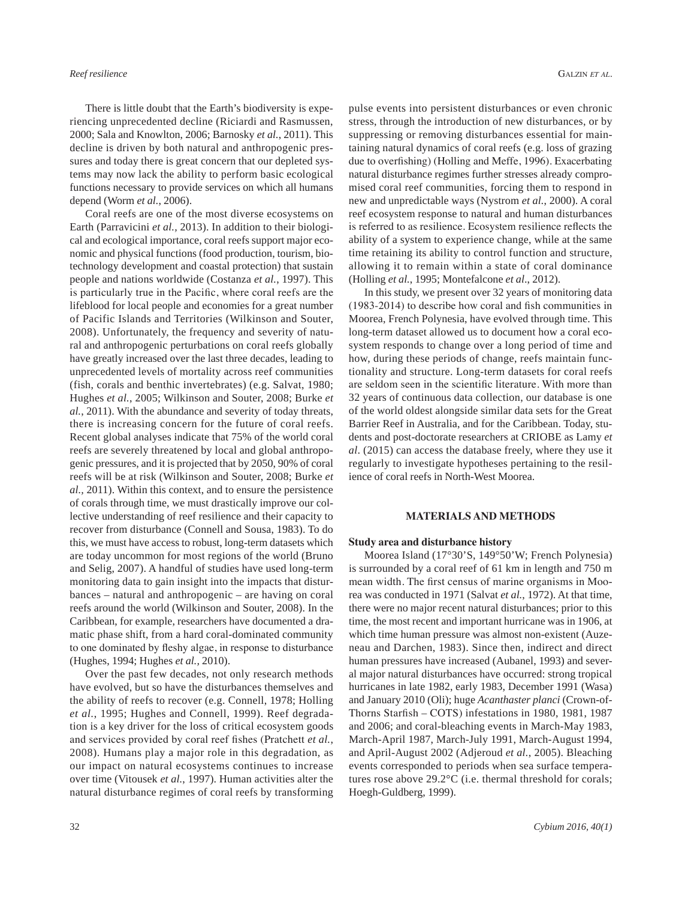There is little doubt that the Earth's biodiversity is experiencing unprecedented decline (Riciardi and Rasmussen, 2000; Sala and Knowlton, 2006; Barnosky *et al.*, 2011). This decline is driven by both natural and anthropogenic pressures and today there is great concern that our depleted systems may now lack the ability to perform basic ecological functions necessary to provide services on which all humans depend (Worm *et al.*, 2006).

Coral reefs are one of the most diverse ecosystems on Earth (Parravicini *et al.*, 2013). In addition to their biological and ecological importance, coral reefs support major economic and physical functions (food production, tourism, biotechnology development and coastal protection) that sustain people and nations worldwide (Costanza *et al.*, 1997). This is particularly true in the Pacific, where coral reefs are the lifeblood for local people and economies for a great number of Pacific Islands and Territories (Wilkinson and Souter, 2008). Unfortunately, the frequency and severity of natural and anthropogenic perturbations on coral reefs globally have greatly increased over the last three decades, leading to unprecedented levels of mortality across reef communities (fish, corals and benthic invertebrates) (e.g. Salvat, 1980; Hughes *et al.*, 2005; Wilkinson and Souter, 2008; Burke *et al.*, 2011). With the abundance and severity of today threats, there is increasing concern for the future of coral reefs. Recent global analyses indicate that 75% of the world coral reefs are severely threatened by local and global anthropogenic pressures, and it is projected that by 2050, 90% of coral reefs will be at risk (Wilkinson and Souter, 2008; Burke *et al.*, 2011). Within this context, and to ensure the persistence of corals through time, we must drastically improve our collective understanding of reef resilience and their capacity to recover from disturbance (Connell and Sousa, 1983). To do this, we must have access to robust, long-term datasets which are today uncommon for most regions of the world (Bruno and Selig, 2007). A handful of studies have used long-term monitoring data to gain insight into the impacts that disturbances – natural and anthropogenic – are having on coral reefs around the world (Wilkinson and Souter, 2008). In the Caribbean, for example, researchers have documented a dramatic phase shift, from a hard coral-dominated community to one dominated by fleshy algae, in response to disturbance (Hughes, 1994; Hughes *et al.*, 2010).

Over the past few decades, not only research methods have evolved, but so have the disturbances themselves and the ability of reefs to recover (e.g. Connell, 1978; Holling *et al.*, 1995; Hughes and Connell, 1999). Reef degradation is a key driver for the loss of critical ecosystem goods and services provided by coral reef fishes (Pratchett *et al.*, 2008). Humans play a major role in this degradation, as our impact on natural ecosystems continues to increase over time (Vitousek *et al.*, 1997). Human activities alter the natural disturbance regimes of coral reefs by transforming pulse events into persistent disturbances or even chronic stress, through the introduction of new disturbances, or by suppressing or removing disturbances essential for maintaining natural dynamics of coral reefs (e.g. loss of grazing due to overfishing) (Holling and Meffe, 1996). Exacerbating natural disturbance regimes further stresses already compromised coral reef communities, forcing them to respond in new and unpredictable ways (Nystrom *et al.*, 2000). A coral reef ecosystem response to natural and human disturbances is referred to as resilience. Ecosystem resilience reflects the ability of a system to experience change, while at the same time retaining its ability to control function and structure, allowing it to remain within a state of coral dominance (Holling *et al.*, 1995; Montefalcone *et al*., 2012).

In this study, we present over 32 years of monitoring data (1983-2014) to describe how coral and fish communities in Moorea, French Polynesia, have evolved through time. This long-term dataset allowed us to document how a coral ecosystem responds to change over a long period of time and how, during these periods of change, reefs maintain functionality and structure. Long-term datasets for coral reefs are seldom seen in the scientific literature. With more than 32 years of continuous data collection, our database is one of the world oldest alongside similar data sets for the Great Barrier Reef in Australia, and for the Caribbean. Today, students and post-doctorate researchers at CRIOBE as Lamy *et al*. (2015) can access the database freely, where they use it regularly to investigate hypotheses pertaining to the resilience of coral reefs in North-West Moorea.

## MATERIALS AND METHODS

### Study area and disturbance history

Moorea Island (17°30'S, 149°50'W; French Polynesia) is surrounded by a coral reef of 61 km in length and 750 m mean width. The first census of marine organisms in Moorea was conducted in 1971 (Salvat *et al.*, 1972). At that time, there were no major recent natural disturbances; prior to this time, the most recent and important hurricane was in 1906, at which time human pressure was almost non-existent (Auzeneau and Darchen, 1983). Since then, indirect and direct human pressures have increased (Aubanel, 1993) and several major natural disturbances have occurred: strong tropical hurricanes in late 1982, early 1983, December 1991 (Wasa) and January 2010 (Oli); huge *Acanthaster planci* (Crown-of-Thorns Starfish – COTS) infestations in 1980, 1981, 1987 and 2006; and coral-bleaching events in March-May 1983, March-April 1987, March-July 1991, March-August 1994, and April-August 2002 (Adjeroud *et al.*, 2005). Bleaching events corresponded to periods when sea surface temperatures rose above 29.2°C (i.e. thermal threshold for corals; Hoegh-Guldberg, 1999).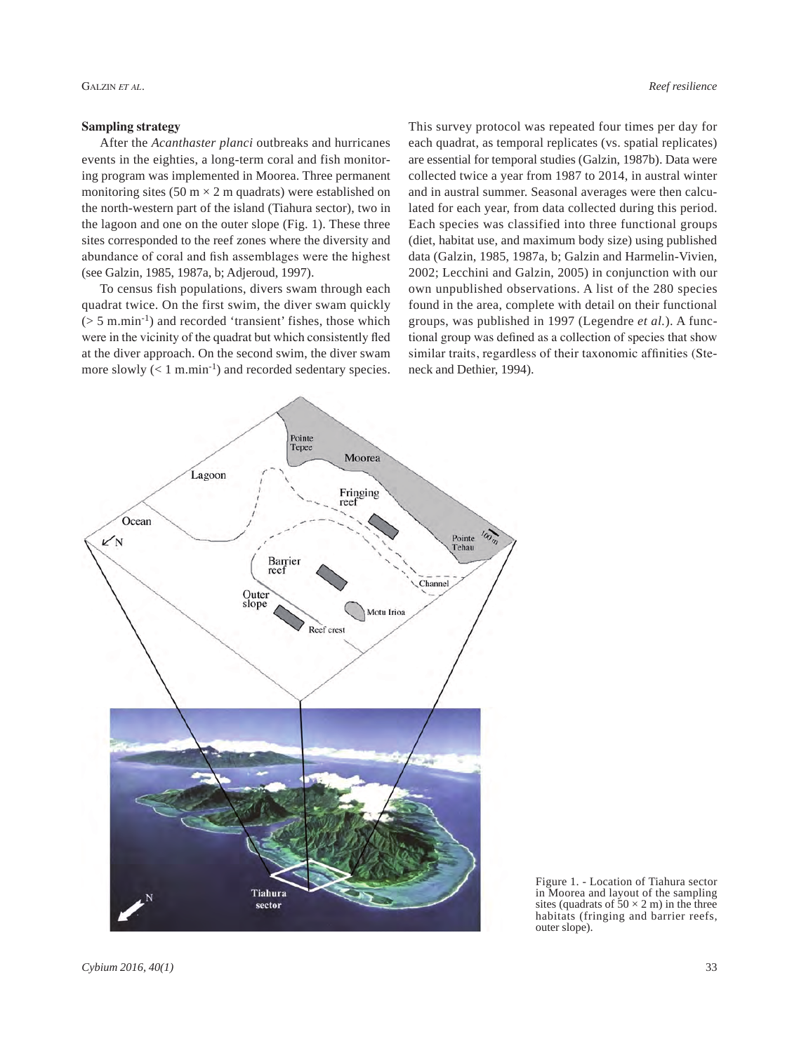### Sampling strategy

After the *Acanthaster planci* outbreaks and hurricanes events in the eighties, a long-term coral and fish monitoring program was implemented in Moorea. Three permanent monitoring sites (50 m × 2 m quadrats) were established on the north-western part of the island (Tiahura sector), two in the lagoon and one on the outer slope (Fig. 1). These three sites corresponded to the reef zones where the diversity and abundance of coral and fish assemblages were the highest (see Galzin, 1985, 1987a, b; Adjeroud, 1997).

To census fish populations, divers swam through each quadrat twice. On the first swim, the diver swam quickly (> 5 m.min$^{-1}$) and recorded 'transient' fishes, those which were in the vicinity of the quadrat but which consistently fled at the diver approach. On the second swim, the diver swam more slowly (< 1 m.min$^{-1}$) and recorded sedentary species. This survey protocol was repeated four times per day for each quadrat, as temporal replicates (vs. spatial replicates) are essential for temporal studies (Galzin, 1987b). Data were collected twice a year from 1987 to 2014, in austral winter and in austral summer. Seasonal averages were then calculated for each year, from data collected during this period. Each species was classified into three functional groups (diet, habitat use, and maximum body size) using published data (Galzin, 1985, 1987a, b; Galzin and Harmelin-Vivien, 2002; Lecchini and Galzin, 2005) in conjunction with our own unpublished observations. A list of the 280 species found in the area, complete with detail on their functional groups, was published in 1997 (Legendre *et al.*). A functional group was defined as a collection of species that show similar traits, regardless of their taxonomic affinities (Steneck and Dethier, 1994).

Figure 1. - Location of Tiahura sector in Moorea and layout of the sampling sites (quadrats of 50 × 2 m) in the three habitats (fringing and barrier reefs, outer slope).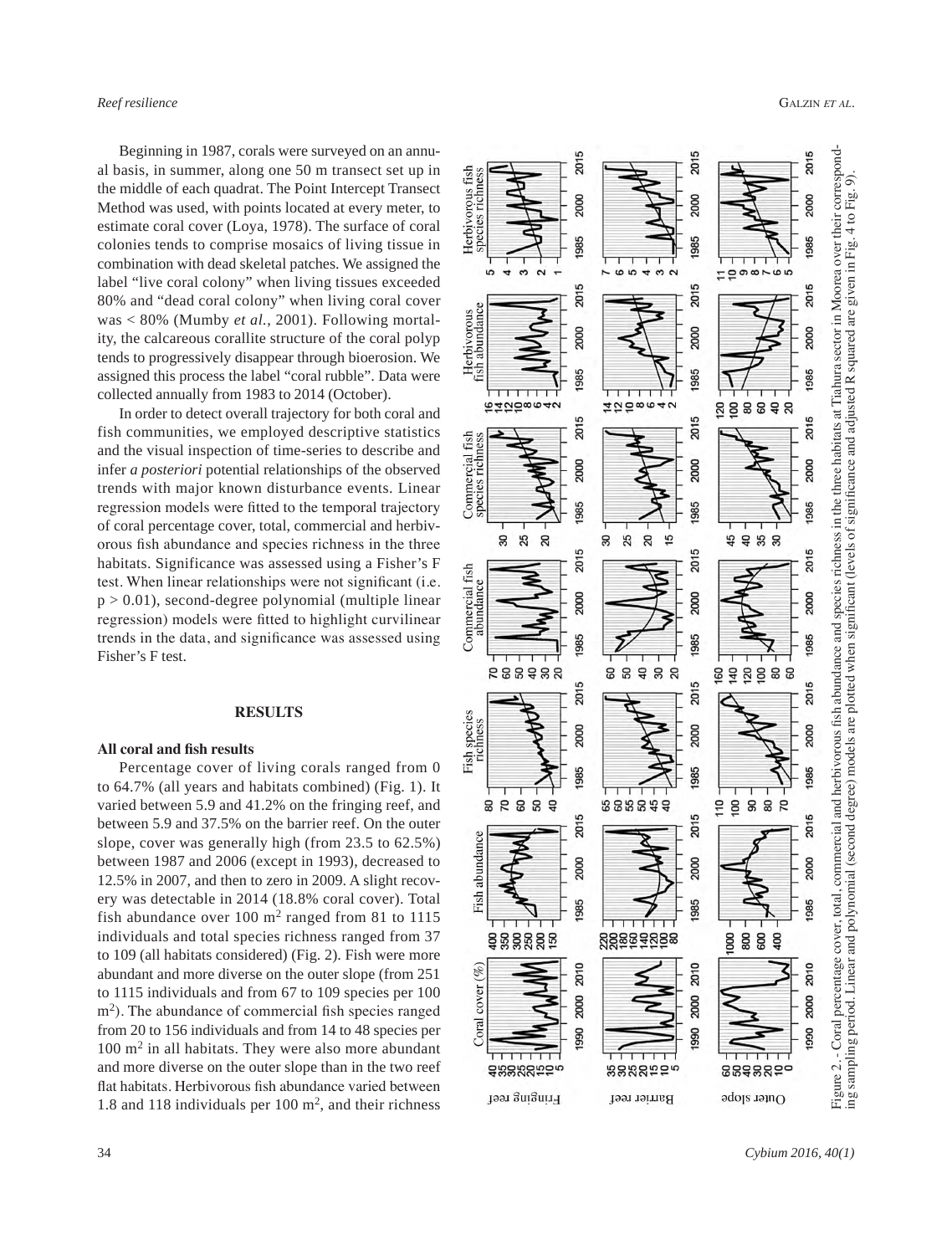Beginning in 1987, corals were surveyed on an annual basis, in summer, along one 50 m transect set up in the middle of each quadrat. The Point Intercept Transect Method was used, with points located at every meter, to estimate coral cover (Loya, 1978). The surface of coral colonies tends to comprise mosaics of living tissue in combination with dead skeletal patches. We assigned the label "live coral colony" when living tissues exceeded 80% and "dead coral colony" when living coral cover was < 80% (Mumby *et al.*, 2001). Following mortality, the calcareous corallite structure of the coral polyp tends to progressively disappear through bioerosion. We assigned this process the label "coral rubble". Data were collected annually from 1983 to 2014 (October).

In order to detect overall trajectory for both coral and fish communities, we employed descriptive statistics and the visual inspection of time-series to describe and infer *a posteriori* potential relationships of the observed trends with major known disturbance events. Linear regression models were fitted to the temporal trajectory of coral percentage cover, total, commercial and herbivorous fish abundance and species richness in the three habitats. Significance was assessed using a Fisher's F test. When linear relationships were not significant (i.e. $p > 0.01$), second-degree polynomial (multiple linear regression) models were fitted to highlight curvilinear trends in the data, and significance was assessed using Fisher's F test.

## RESULTS

### All coral and fish results

Percentage cover of living corals ranged from 0 to 64.7% (all years and habitats combined) (Fig. 1). It varied between 5.9 and 41.2% on the fringing reef, and between 5.9 and 37.5% on the barrier reef. On the outer slope, cover was generally high (from 23.5 to 62.5%) between 1987 and 2006 (except in 1993), decreased to 12.5% in 2007, and then to zero in 2009. A slight recovery was detectable in 2014 (18.8% coral cover). Total fish abundance over 100 $m^2$ ranged from 81 to 1115 individuals and total species richness ranged from 37 to 109 (all habitats considered) (Fig. 2). Fish were more abundant and more diverse on the outer slope (from 251 to 1115 individuals and from 67 to 109 species per 100 $m^2$). The abundance of commercial fish species ranged from 20 to 156 individuals and from 14 to 48 species per 100 $m^2$ in all habitats. They were also more abundant and more diverse on the outer slope than in the two reef flat habitats. Herbivorous fish abundance varied between 1.8 and 118 individuals per 100 $m^2$, and their richness

Figure 2. - Coral percentage cover, total, commercial and herbivorous fish abundance and species richness in the three habitats at Tiahura sector in Moorea over their corresponding sampling period. Linear and polynomial (second degree) models are plotted when significant (levels of significance and adjusted R squared are given in Fig. 4 to Fig. 9).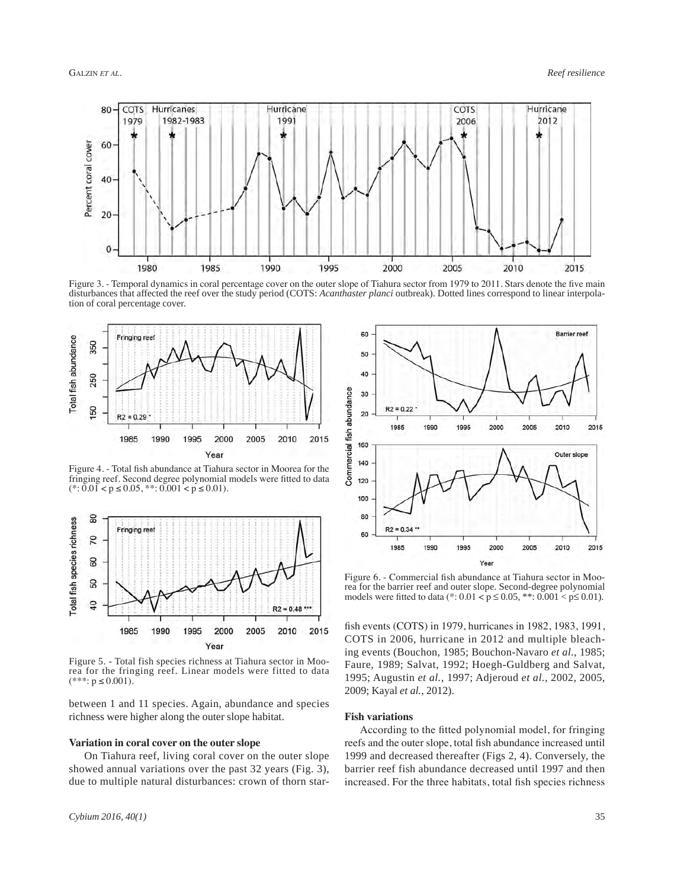Figure 3. - Temporal dynamics in coral percentage cover on the outer slope of Tiahura sector from 1979 to 2011. Stars denote the five main disturbances that affected the reef over the study period (COTS: *Acanthaster planci* outbreak). Dotted lines correspond to linear interpolation of coral percentage cover.

Figure 4. - Total fish abundance at Tiahura sector in Moorea for the fringing reef. Second degree polynomial models were fitted to data (*: $0.01 < p \leq 0.05$, **: $0.001 < p \leq 0.01$).

Figure 5. - Total fish species richness at Tiahura sector in Moorea for the fringing reef. Linear models were fitted to data (***: $p \leq 0.001$).

between 1 and 11 species. Again, abundance and species richness were higher along the outer slope habitat.

**Variation in coral cover on the outer slope**

On Tiahura reef, living coral cover on the outer slope showed annual variations over the past 32 years (Fig. 3), due to multiple natural disturbances: crown of thorn starfish events (COTS) in 1979, hurricanes in 1982, 1983, 1991, COTS in 2006, hurricane in 2012 and multiple bleaching events (Bouchon, 1985; Bouchon-Navaro *et al.*, 1985; Faure, 1989; Salvat, 1992; Hoegh-Guldberg and Salvat, 1995; Augustin *et al.*, 1997; Adjeroud *et al.*, 2002, 2005, 2009; Kayal *et al.*, 2012).

Figure 6. - Commercial fish abundance at Tiahura sector in Moorea for the barrier reef and outer slope. Second-degree polynomial models were fitted to data (*: $0.01 < p \leq 0.05$, **: $0.001 < p \leq 0.01$).

**Fish variations**

According to the fitted polynomial model, for fringing reefs and the outer slope, total fish abundance increased until 1999 and decreased thereafter (Figs 2, 4). Conversely, the barrier reef fish abundance decreased until 1997 and then increased. For the three habitats, total fish species richness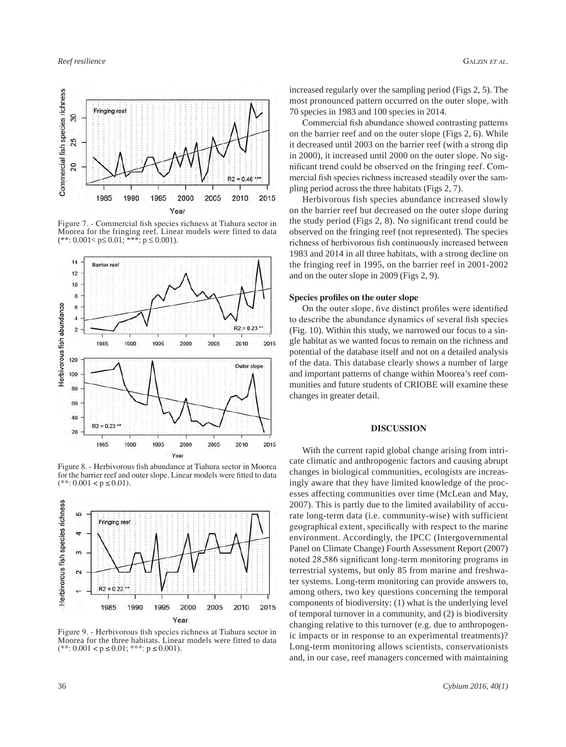Figure 7. - Commercial fish species richness at Tiahura sector in Moorea for the fringing reef. Linear models were fitted to data (**: $0.001 < p \leq 0.01$; ***: $p \leq 0.001$).

Figure 8. - Herbivorous fish abundance at Tiahura sector in Moorea for the barrier reef and outer slope. Linear models were fitted to data (**: $0.001 < p \leq 0.01$).

Figure 9. - Herbivorous fish species richness at Tiahura sector in Moorea for the three habitats. Linear models were fitted to data (**: $0.001 < p \leq 0.01$; ***: $p \leq 0.001$).

increased regularly over the sampling period (Figs 2, 5). The most pronounced pattern occurred on the outer slope, with 70 species in 1983 and 100 species in 2014.

Commercial fish abundance showed contrasting patterns on the barrier reef and on the outer slope (Figs 2, 6). While it decreased until 2003 on the barrier reef (with a strong dip in 2000), it increased until 2000 on the outer slope. No significant trend could be observed on the fringing reef. Commercial fish species richness increased steadily over the sampling period across the three habitats (Figs 2, 7).

Herbivorous fish species abundance increased slowly on the barrier reef but decreased on the outer slope during the study period (Figs 2, 8). No significant trend could be observed on the fringing reef (not represented). The species richness of herbivorous fish continuously increased between 1983 and 2014 in all three habitats, with a strong decline on the fringing reef in 1995, on the barrier reef in 2001-2002 and on the outer slope in 2009 (Figs 2, 9).

### Species profiles on the outer slope

On the outer slope, five distinct profiles were identified to describe the abundance dynamics of several fish species (Fig. 10). Within this study, we narrowed our focus to a single habitat as we wanted focus to remain on the richness and potential of the database itself and not on a detailed analysis of the data. This database clearly shows a number of large and important patterns of change within Moorea's reef communities and future students of CRIOBE will examine these changes in greater detail.

## DISCUSSION

With the current rapid global change arising from intricate climatic and anthropogenic factors and causing abrupt changes in biological communities, ecologists are increasingly aware that they have limited knowledge of the processes affecting communities over time (McLean and May, 2007). This is partly due to the limited availability of accurate long-term data (i.e. community-wise) with sufficient geographical extent, specifically with respect to the marine environment. Accordingly, the IPCC (Intergovernmental Panel on Climate Change) Fourth Assessment Report (2007) noted 28,586 significant long-term monitoring programs in terrestrial systems, but only 85 from marine and freshwater systems. Long-term monitoring can provide answers to, among others, two key questions concerning the temporal components of biodiversity: (1) what is the underlying level of temporal turnover in a community, and (2) is biodiversity changing relative to this turnover (e.g. due to anthropogenic impacts or in response to an experimental treatments)? Long-term monitoring allows scientists, conservationists and, in our case, reef managers concerned with maintaining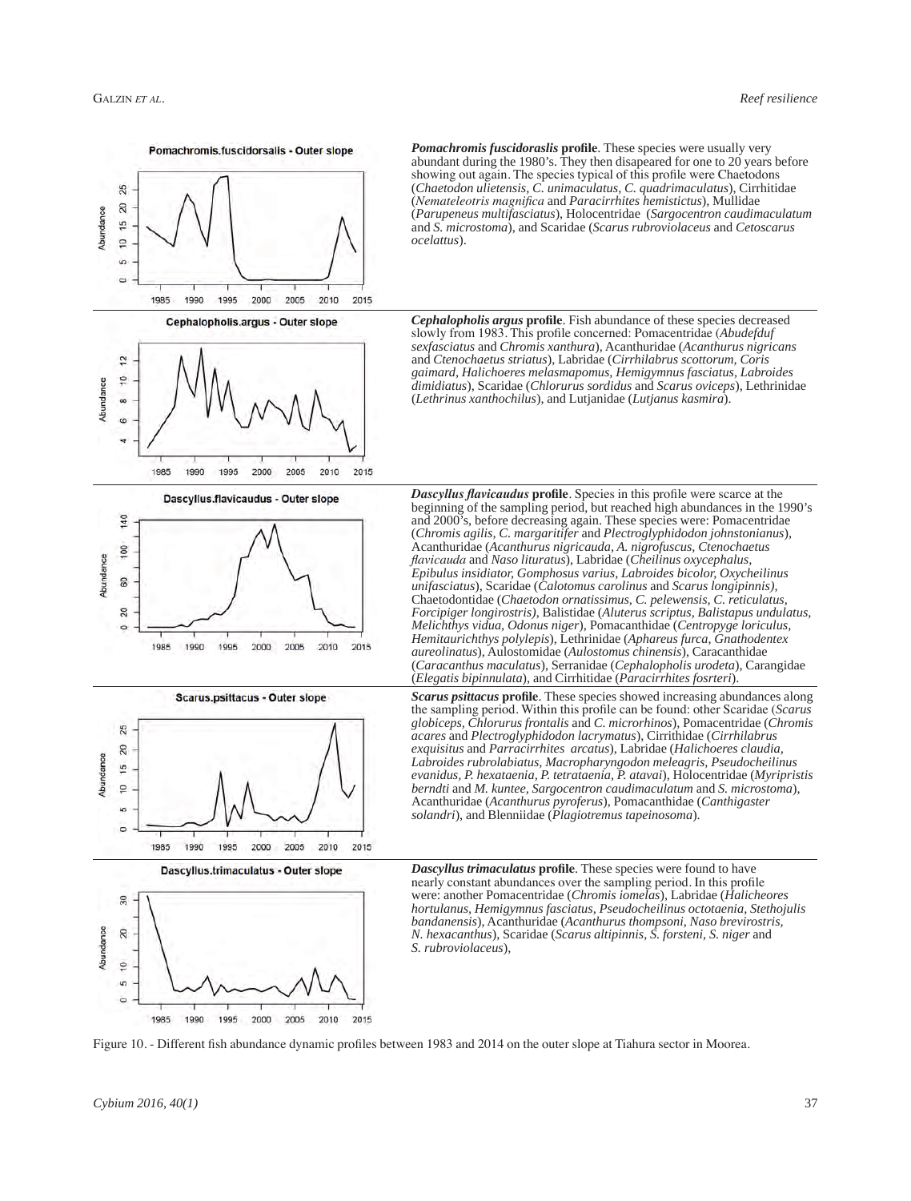***Pomachromis fuscidoraslis* profile**. These species were usually very abundant during the 1980's. They then disapeared for one to 20 years before showing out again. The species typical of this profile were Chaetodons (*Chaetodon ulietensis, C. unimaculatus, C. quadrimaculatus*), Cirrhitidae (*Nemateleotris magnifica* and *Paracirrhites hemistictus*), Mullidae (*Parupeneus multifasciatus*), Holocentridae (*Sargocentron caudimaculatum* and *S. microstoma*), and Scaridae (*Scarus rubroviolaceus* and *Cetoscarus ocelattus*).

***Cephalopholis argus* profile**. Fish abundance of these species decreased slowly from 1983. This profile concerned: Pomacentridae (*Abudefduf sexfasciatus* and *Chromis xanthura*), Acanthuridae (*Acanthurus nigricans* and *Ctenochaetus striatus*), Labridae (*Cirrhilabrus scottorum, Coris gaimard, Halichoeres melasmapomus, Hemigymnus fasciatus, Labroides dimidiatus*), Scaridae (*Chlorurus sordidus* and *Scarus oviceps*), Lethrinidae (*Lethrinus xanthochilus*), and Lutjanidae (*Lutjanus kasmira*).

***Dascyllus flavicaudus* profile**. Species in this profile were scarce at the beginning of the sampling period, but reached high abundances in the 1990's and 2000's, before decreasing again. These species were: Pomacentridae (*Chromis agilis, C. margaritifer* and *Plectroglyphidodon johnstonianus*), Acanthuridae (*Acanthurus nigricauda, A. nigrofuscus, Ctenochaetus flavicauda* and *Naso lituratus*), Labridae (*Cheilinus oxycephalus, Epibulus insidiator, Gomphosus varius, Labroides bicolor, Oxycheilinus unifasciatus*), Scaridae (*Calotomus carolinus* and *Scarus longipinnis),* Chaetodontidae (*Chaetodon ornatissimus, C. pelewensis, C. reticulatus, Forcipiger longirostris)*, Balistidae (*Aluterus scriptus, Balistapus undulatus, Melichthys vidua, Odonus niger*), Pomacanthidae (*Centropyge loriculus, Hemitaurichthys polylepis*), Lethrinidae (*Aphareus furca, Gnathodentex aureolinatus*), Aulostomidae (*Aulostomus chinensis*), Caracanthidae (*Caracanthus maculatus*), Serranidae (*Cephalopholis urodeta*), Carangidae (*Elegatis bipinnulata*), and Cirrhitidae (*Paracirrhites fosrteri*).

***Scarus psittacus* profile**. These species showed increasing abundances along the sampling period. Within this profile can be found: other Scaridae (*Scarus globiceps, Chlorurus frontalis* and *C. microrhinos*), Pomacentridae (*Chromis acares* and *Plectroglyphidodon lacrymatus*), Cirrithidae (*Cirrhilabrus exquisitus* and *Parracirrhites arcatus*), Labridae (*Halichoeres claudia, Labroides rubrolabiatus, Macropharyngodon meleagris, Pseudocheilinus evanidus, P. hexataenia, P. tetrataenia, P. atavai*), Holocentridae (*Myripristis berndti* and *M. kuntee, Sargocentron caudimaculatum* and *S. microstoma*), Acanthuridae (*Acanthurus pyroferus*), Pomacanthidae (*Canthigaster solandri*), and Blenniidae (*Plagiotremus tapeinosoma*).

***Dascyllus trimaculatus* profile**. These species were found to have nearly constant abundances over the sampling period. In this profile were: another Pomacentridae (*Chromis iomelas*), Labridae (*Halicheores hortulanus, Hemigymnus fasciatus, Pseudocheilinus octotaenia, Stethojulis bandanensis*), Acanthuridae (*Acanthurus thompsoni, Naso brevirostris, N. hexacanthus*), Scaridae (*Scarus altipinnis, S. forsteni, S. niger* and *S. rubroviolaceus*),

Figure 10. - Different fish abundance dynamic profiles between 1983 and 2014 on the outer slope at Tiahura sector in Moorea.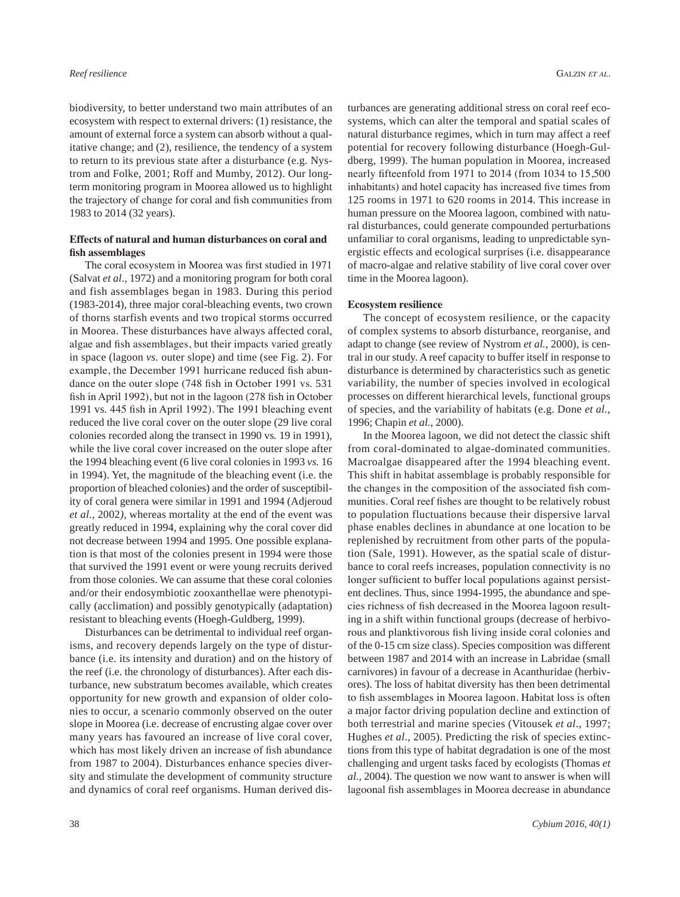biodiversity, to better understand two main attributes of an ecosystem with respect to external drivers: (1) resistance, the amount of external force a system can absorb without a qualitative change; and (2), resilience, the tendency of a system to return to its previous state after a disturbance (e.g. Nystrom and Folke, 2001; Roff and Mumby, 2012). Our long-term monitoring program in Moorea allowed us to highlight the trajectory of change for coral and fish communities from 1983 to 2014 (32 years).

**Effects of natural and human disturbances on coral and fish assemblages**

The coral ecosystem in Moorea was first studied in 1971 (Salvat *et al*., 1972) and a monitoring program for both coral and fish assemblages began in 1983. During this period (1983-2014), three major coral-bleaching events, two crown of thorns starfish events and two tropical storms occurred in Moorea. These disturbances have always affected coral, algae and fish assemblages, but their impacts varied greatly in space (lagoon *vs.* outer slope) and time (see Fig. 2). For example, the December 1991 hurricane reduced fish abundance on the outer slope (748 fish in October 1991 vs. 531 fish in April 1992), but not in the lagoon (278 fish in October 1991 vs. 445 fish in April 1992). The 1991 bleaching event reduced the live coral cover on the outer slope (29 live coral colonies recorded along the transect in 1990 vs. 19 in 1991), while the live coral cover increased on the outer slope after the 1994 bleaching event (6 live coral colonies in 1993 *vs.* 16 in 1994). Yet, the magnitude of the bleaching event (i.e. the proportion of bleached colonies) and the order of susceptibility of coral genera were similar in 1991 and 1994 (Adjeroud *et al.*, 2002*)*, whereas mortality at the end of the event was greatly reduced in 1994, explaining why the coral cover did not decrease between 1994 and 1995. One possible explanation is that most of the colonies present in 1994 were those that survived the 1991 event or were young recruits derived from those colonies. We can assume that these coral colonies and/or their endosymbiotic zooxanthellae were phenotypically (acclimation) and possibly genotypically (adaptation) resistant to bleaching events (Hoegh-Guldberg, 1999).

Disturbances can be detrimental to individual reef organisms, and recovery depends largely on the type of disturbance (i.e. its intensity and duration) and on the history of the reef (i.e. the chronology of disturbances). After each disturbance, new substratum becomes available, which creates opportunity for new growth and expansion of older colonies to occur, a scenario commonly observed on the outer slope in Moorea (i.e. decrease of encrusting algae cover over many years has favoured an increase of live coral cover, which has most likely driven an increase of fish abundance from 1987 to 2004). Disturbances enhance species diversity and stimulate the development of community structure and dynamics of coral reef organisms. Human derived disturbances are generating additional stress on coral reef ecosystems, which can alter the temporal and spatial scales of natural disturbance regimes, which in turn may affect a reef potential for recovery following disturbance (Hoegh-Guldberg, 1999). The human population in Moorea, increased nearly fifteenfold from 1971 to 2014 (from 1034 to 15,500 inhabitants) and hotel capacity has increased five times from 125 rooms in 1971 to 620 rooms in 2014. This increase in human pressure on the Moorea lagoon, combined with natural disturbances, could generate compounded perturbations unfamiliar to coral organisms, leading to unpredictable synergistic effects and ecological surprises (i.e. disappearance of macro-algae and relative stability of live coral cover over time in the Moorea lagoon).

**Ecosystem resilience**

The concept of ecosystem resilience, or the capacity of complex systems to absorb disturbance, reorganise, and adapt to change (see review of Nystrom *et al.*, 2000), is central in our study. A reef capacity to buffer itself in response to disturbance is determined by characteristics such as genetic variability, the number of species involved in ecological processes on different hierarchical levels, functional groups of species, and the variability of habitats (e.g. Done *et al.*, 1996; Chapin *et al.*, 2000).

In the Moorea lagoon, we did not detect the classic shift from coral-dominated to algae-dominated communities. Macroalgae disappeared after the 1994 bleaching event. This shift in habitat assemblage is probably responsible for the changes in the composition of the associated fish communities. Coral reef fishes are thought to be relatively robust to population fluctuations because their dispersive larval phase enables declines in abundance at one location to be replenished by recruitment from other parts of the population (Sale, 1991). However, as the spatial scale of disturbance to coral reefs increases, population connectivity is no longer sufficient to buffer local populations against persistent declines. Thus, since 1994-1995, the abundance and species richness of fish decreased in the Moorea lagoon resulting in a shift within functional groups (decrease of herbivorous and planktivorous fish living inside coral colonies and of the 0-15 cm size class). Species composition was different between 1987 and 2014 with an increase in Labridae (small carnivores) in favour of a decrease in Acanthuridae (herbivores). The loss of habitat diversity has then been detrimental to fish assemblages in Moorea lagoon. Habitat loss is often a major factor driving population decline and extinction of both terrestrial and marine species (Vitousek *et al*., 1997; Hughes *et al*., 2005). Predicting the risk of species extinctions from this type of habitat degradation is one of the most challenging and urgent tasks faced by ecologists (Thomas *et al.*, 2004). The question we now want to answer is when will lagoonal fish assemblages in Moorea decrease in abundance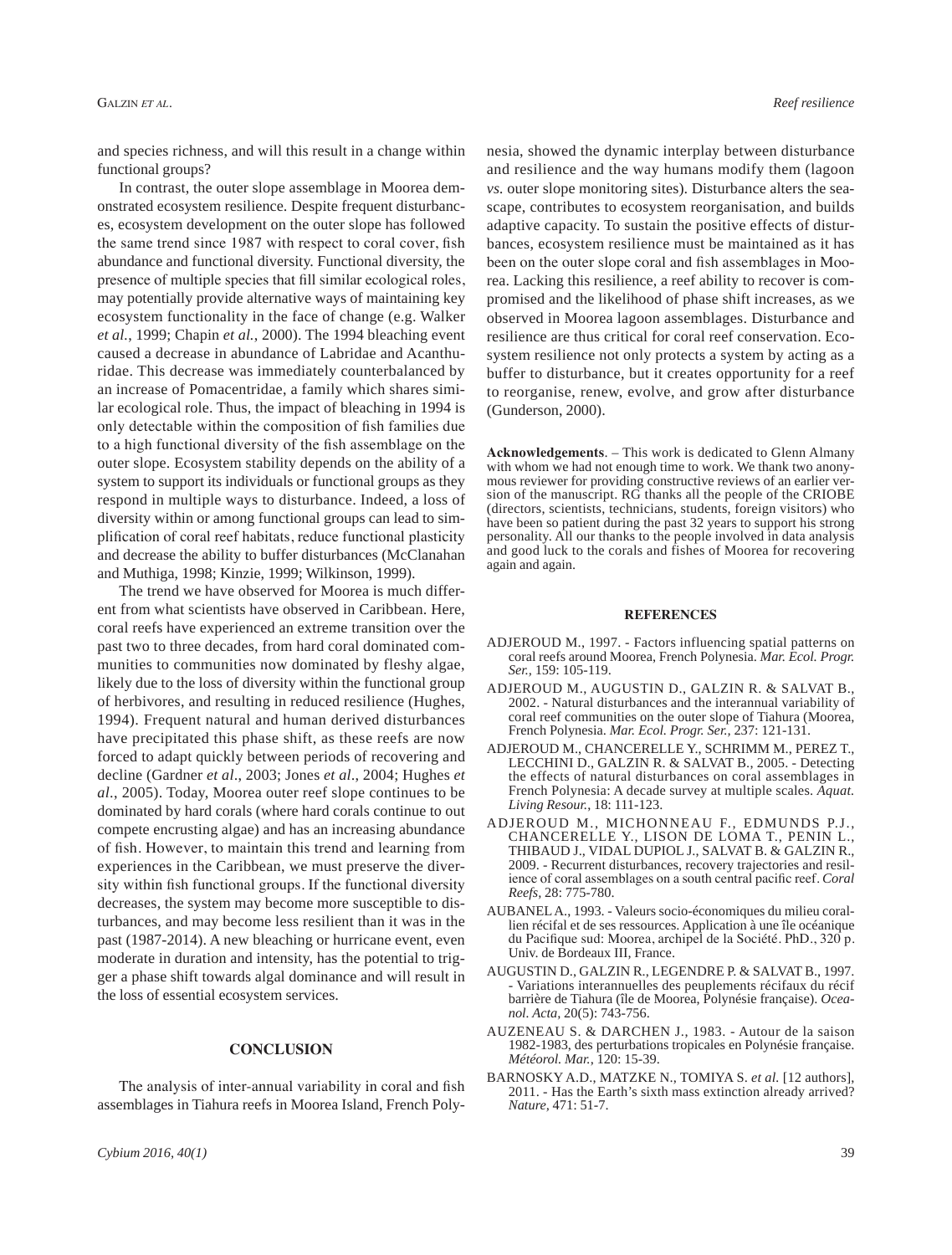and species richness, and will this result in a change within functional groups?

In contrast, the outer slope assemblage in Moorea demonstrated ecosystem resilience. Despite frequent disturbances, ecosystem development on the outer slope has followed the same trend since 1987 with respect to coral cover, fish abundance and functional diversity. Functional diversity, the presence of multiple species that fill similar ecological roles, may potentially provide alternative ways of maintaining key ecosystem functionality in the face of change (e.g. Walker *et al.*, 1999; Chapin *et al.*, 2000). The 1994 bleaching event caused a decrease in abundance of Labridae and Acanthuridae. This decrease was immediately counterbalanced by an increase of Pomacentridae, a family which shares similar ecological role. Thus, the impact of bleaching in 1994 is only detectable within the composition of fish families due to a high functional diversity of the fish assemblage on the outer slope. Ecosystem stability depends on the ability of a system to support its individuals or functional groups as they respond in multiple ways to disturbance. Indeed, a loss of diversity within or among functional groups can lead to simplification of coral reef habitats, reduce functional plasticity and decrease the ability to buffer disturbances (McClanahan and Muthiga, 1998; Kinzie, 1999; Wilkinson, 1999).

The trend we have observed for Moorea is much different from what scientists have observed in Caribbean. Here, coral reefs have experienced an extreme transition over the past two to three decades, from hard coral dominated communities to communities now dominated by fleshy algae, likely due to the loss of diversity within the functional group of herbivores, and resulting in reduced resilience (Hughes, 1994). Frequent natural and human derived disturbances have precipitated this phase shift, as these reefs are now forced to adapt quickly between periods of recovering and decline (Gardner *et al*., 2003; Jones *et al*., 2004; Hughes *et al*., 2005). Today, Moorea outer reef slope continues to be dominated by hard corals (where hard corals continue to out compete encrusting algae) and has an increasing abundance of fish. However, to maintain this trend and learning from experiences in the Caribbean, we must preserve the diversity within fish functional groups. If the functional diversity decreases, the system may become more susceptible to disturbances, and may become less resilient than it was in the past (1987-2014). A new bleaching or hurricane event, even moderate in duration and intensity, has the potential to trigger a phase shift towards algal dominance and will result in the loss of essential ecosystem services.

## CONCLUSION

The analysis of inter-annual variability in coral and fish assemblages in Tiahura reefs in Moorea Island, French Polynesia, showed the dynamic interplay between disturbance and resilience and the way humans modify them (lagoon *vs.* outer slope monitoring sites). Disturbance alters the seascape, contributes to ecosystem reorganisation, and builds adaptive capacity. To sustain the positive effects of disturbances, ecosystem resilience must be maintained as it has been on the outer slope coral and fish assemblages in Moorea. Lacking this resilience, a reef ability to recover is compromised and the likelihood of phase shift increases, as we observed in Moorea lagoon assemblages. Disturbance and resilience are thus critical for coral reef conservation. Ecosystem resilience not only protects a system by acting as a buffer to disturbance, but it creates opportunity for a reef to reorganise, renew, evolve, and grow after disturbance (Gunderson, 2000).

**Acknowledgements**. – This work is dedicated to Glenn Almany with whom we had not enough time to work. We thank two anonymous reviewer for providing constructive reviews of an earlier version of the manuscript. RG thanks all the people of the CRIOBE (directors, scientists, technicians, students, foreign visitors) who have been so patient during the past 32 years to support his strong personality. All our thanks to the people involved in data analysis and good luck to the corals and fishes of Moorea for recovering again and again.

## REFERENCES

ADJEROUD M., 1997. - Factors influencing spatial patterns on coral reefs around Moorea, French Polynesia. *Mar. Ecol. Progr. Ser.*, 159: 105-119.

ADJEROUD M., AUGUSTIN D., GALZIN R. & SALVAT B., 2002. - Natural disturbances and the interannual variability of coral reef communities on the outer slope of Tiahura (Moorea, French Polynesia. *Mar. Ecol. Progr. Ser.*, 237: 121-131.

ADJEROUD M., CHANCERELLE Y., SCHRIMM M., PEREZ T., LECCHINI D., GALZIN R. & SALVAT B., 2005. - Detecting the effects of natural disturbances on coral assemblages in French Polynesia: A decade survey at multiple scales. *Aquat. Living Resour.*, 18: 111-123.

ADJEROUD M., MICHONNEAU F., EDMUNDS P.J., CHANCERELLE Y., LISON DE LOMA T., PENIN L., THIBAUD J., VIDAL DUPIOL J., SALVAT B. & GALZIN R., 2009. - Recurrent disturbances, recovery trajectories and resilience of coral assemblages on a south central pacific reef. *Coral Reefs*, 28: 775-780.

AUBANEL A., 1993. - Valeurs socio-économiques du milieu corallien récifal et de ses ressources. Application à une île océanique du Pacifique sud: Moorea, archipel de la Société. PhD., 320 p. Univ. de Bordeaux III, France.

AUGUSTIN D., GALZIN R., LEGENDRE P. & SALVAT B., 1997. - Variations interannuelles des peuplements récifaux du récif barrière de Tiahura (île de Moorea, Polynésie française). *Oceanol. Acta*, 20(5): 743-756.

AUZENEAU S. & DARCHEN J., 1983. - Autour de la saison 1982-1983, des perturbations tropicales en Polynésie française. *Météorol. Mar.*, 120: 15-39.

BARNOSKY A.D., MATZKE N., TOMIYA S. *et al.* [12 authors], 2011. - Has the Earth's sixth mass extinction already arrived? *Nature*, 471: 51-7.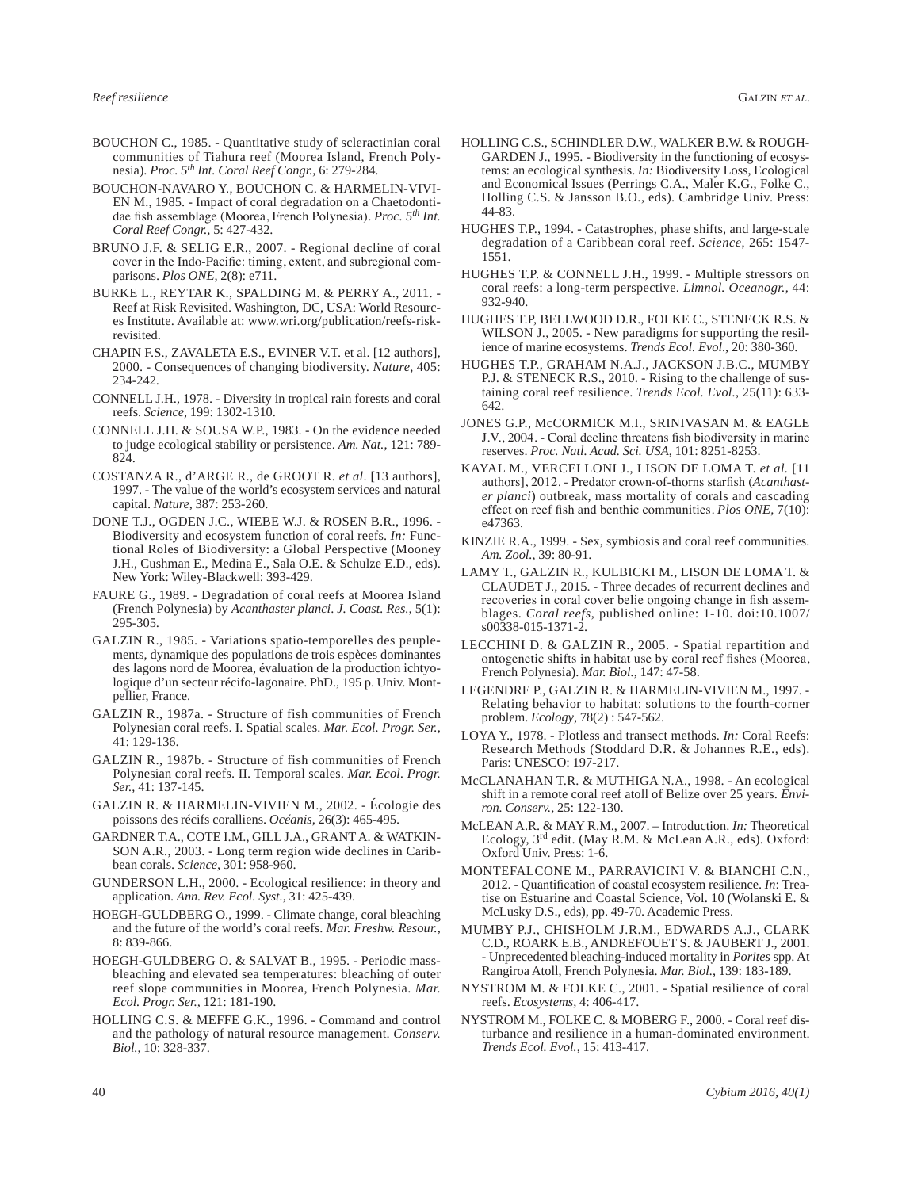BOUCHON C., 1985. - Quantitative study of scleractinian coral communities of Tiahura reef (Moorea Island, French Polynesia). *Proc. 5th Int. Coral Reef Congr.*, 6: 279-284.

BOUCHON-NAVARO Y., BOUCHON C. & HARMELIN-VIVIEN M., 1985. - Impact of coral degradation on a Chaetodontidae fish assemblage (Moorea, French Polynesia). *Proc. 5th Int. Coral Reef Congr.*, 5: 427-432.

BRUNO J.F. & SELIG E.R., 2007. - Regional decline of coral cover in the Indo-Pacific: timing, extent, and subregional comparisons. *Plos ONE*, 2(8): e711.

BURKE L., REYTAR K., SPALDING M. & PERRY A., 2011. - Reef at Risk Revisited. Washington, DC, USA: World Resources Institute. Available at: www.wri.org/publication/reefs-risk-revisited.

CHAPIN F.S., ZAVALETA E.S., EVINER V.T. et al. [12 authors], 2000. - Consequences of changing biodiversity. *Nature*, 405: 234-242.

CONNELL J.H., 1978. - Diversity in tropical rain forests and coral reefs. *Science*, 199: 1302-1310.

CONNELL J.H. & SOUSA W.P., 1983. - On the evidence needed to judge ecological stability or persistence. *Am. Nat.*, 121: 789-824.

COSTANZA R., d'ARGE R., de GROOT R. *et al*. [13 authors], 1997. - The value of the world's ecosystem services and natural capital. *Nature*, 387: 253-260.

DONE T.J., OGDEN J.C., WIEBE W.J. & ROSEN B.R., 1996. - Biodiversity and ecosystem function of coral reefs. *In:* Functional Roles of Biodiversity: a Global Perspective (Mooney J.H., Cushman E., Medina E., Sala O.E. & Schulze E.D., eds). New York: Wiley-Blackwell: 393-429.

FAURE G., 1989. - Degradation of coral reefs at Moorea Island (French Polynesia) by *Acanthaster planci*. *J. Coast. Res.*, 5(1): 295-305.

GALZIN R., 1985. - Variations spatio-temporelles des peuplements, dynamique des populations de trois espèces dominantes des lagons nord de Moorea, évaluation de la production ichtyologique d'un secteur récifo-lagonaire. PhD., 195 p. Univ. Montpellier, France.

GALZIN R., 1987a. - Structure of fish communities of French Polynesian coral reefs. I. Spatial scales. *Mar. Ecol. Progr. Ser.*, 41: 129-136.

GALZIN R., 1987b. - Structure of fish communities of French Polynesian coral reefs. II. Temporal scales. *Mar. Ecol. Progr. Ser.*, 41: 137-145.

GALZIN R. & HARMELIN-VIVIEN M., 2002. - Écologie des poissons des récifs coralliens. *Océanis*, 26(3): 465-495.

GARDNER T.A., COTE I.M., GILL J.A., GRANT A. & WATKINSON A.R., 2003. - Long term region wide declines in Caribbean corals. *Science*, 301: 958-960.

GUNDERSON L.H., 2000. - Ecological resilience: in theory and application. *Ann. Rev. Ecol. Syst.*, 31: 425-439.

HOEGH-GULDBERG O., 1999. - Climate change, coral bleaching and the future of the world's coral reefs. *Mar. Freshw. Resour.*, 8: 839-866.

HOEGH-GULDBERG O. & SALVAT B., 1995. - Periodic mass-bleaching and elevated sea temperatures: bleaching of outer reef slope communities in Moorea, French Polynesia. *Mar. Ecol. Progr. Ser.*, 121: 181-190.

HOLLING C.S. & MEFFE G.K., 1996. - Command and control and the pathology of natural resource management. *Conserv. Biol.*, 10: 328-337.

HOLLING C.S., SCHINDLER D.W., WALKER B.W. & ROUGHGARDEN J., 1995. - Biodiversity in the functioning of ecosystems: an ecological synthesis. *In:* Biodiversity Loss, Ecological and Economical Issues (Perrings C.A., Maler K.G., Folke C., Holling C.S. & Jansson B.O., eds). Cambridge Univ. Press: 44-83.

HUGHES T.P., 1994. - Catastrophes, phase shifts, and large-scale degradation of a Caribbean coral reef. *Science*, 265: 1547-1551.

HUGHES T.P. & CONNELL J.H., 1999. - Multiple stressors on coral reefs: a long-term perspective. *Limnol. Oceanogr.*, 44: 932-940.

HUGHES T.P, BELLWOOD D.R., FOLKE C., STENECK R.S. & WILSON J., 2005. - New paradigms for supporting the resilience of marine ecosystems. *Trends Ecol. Evol.*, 20: 380-360.

HUGHES T.P., GRAHAM N.A.J., JACKSON J.B.C., MUMBY P.J. & STENECK R.S., 2010. - Rising to the challenge of sustaining coral reef resilience. *Trends Ecol. Evol.*, 25(11): 633-642.

JONES G.P., McCORMICK M.I., SRINIVASAN M. & EAGLE J.V., 2004. - Coral decline threatens fish biodiversity in marine reserves. *Proc. Natl. Acad. Sci. USA*, 101: 8251-8253.

KAYAL M., VERCELLONI J., LISON DE LOMA T. *et al*. [11 authors], 2012. - Predator crown-of-thorns starfish (*Acanthaster planci*) outbreak, mass mortality of corals and cascading effect on reef fish and benthic communities. *Plos ONE*, 7(10): e47363.

KINZIE R.A., 1999. - Sex, symbiosis and coral reef communities. *Am. Zool.*, 39: 80-91.

LAMY T., GALZIN R., KULBICKI M., LISON DE LOMA T. & CLAUDET J., 2015. - Three decades of recurrent declines and recoveries in coral cover belie ongoing change in fish assemblages. *Coral reefs*, published online: 1-10. doi:10.1007/s00338-015-1371-2.

LECCHINI D. & GALZIN R., 2005. - Spatial repartition and ontogenetic shifts in habitat use by coral reef fishes (Moorea, French Polynesia). *Mar. Biol.*, 147: 47-58.

LEGENDRE P., GALZIN R. & HARMELIN-VIVIEN M., 1997. - Relating behavior to habitat: solutions to the fourth-corner problem. *Ecology*, 78(2) : 547-562.

LOYA Y., 1978. - Plotless and transect methods. *In:* Coral Reefs: Research Methods (Stoddard D.R. & Johannes R.E., eds). Paris: UNESCO: 197-217.

McCLANAHAN T.R. & MUTHIGA N.A., 1998. - An ecological shift in a remote coral reef atoll of Belize over 25 years. *Environ. Conserv.*, 25: 122-130.

McLEAN A.R. & MAY R.M., 2007. – Introduction. *In:* Theoretical Ecology, 3rd edit. (May R.M. & McLean A.R., eds). Oxford: Oxford Univ. Press: 1-6.

MONTEFALCONE M., PARRAVICINI V. & BIANCHI C.N., 2012. - Quantification of coastal ecosystem resilience. *In*: Treatise on Estuarine and Coastal Science, Vol. 10 (Wolanski E. & McLusky D.S., eds), pp. 49-70. Academic Press.

MUMBY P.J., CHISHOLM J.R.M., EDWARDS A.J., CLARK C.D., ROARK E.B., ANDREFOUET S. & JAUBERT J., 2001. - Unprecedented bleaching-induced mortality in *Porites* spp. At Rangiroa Atoll, French Polynesia. *Mar. Biol.*, 139: 183-189.

NYSTROM M. & FOLKE C., 2001. - Spatial resilience of coral reefs. *Ecosystems*, 4: 406-417.

NYSTROM M., FOLKE C. & MOBERG F., 2000. - Coral reef disturbance and resilience in a human-dominated environment. *Trends Ecol. Evol.*, 15: 413-417.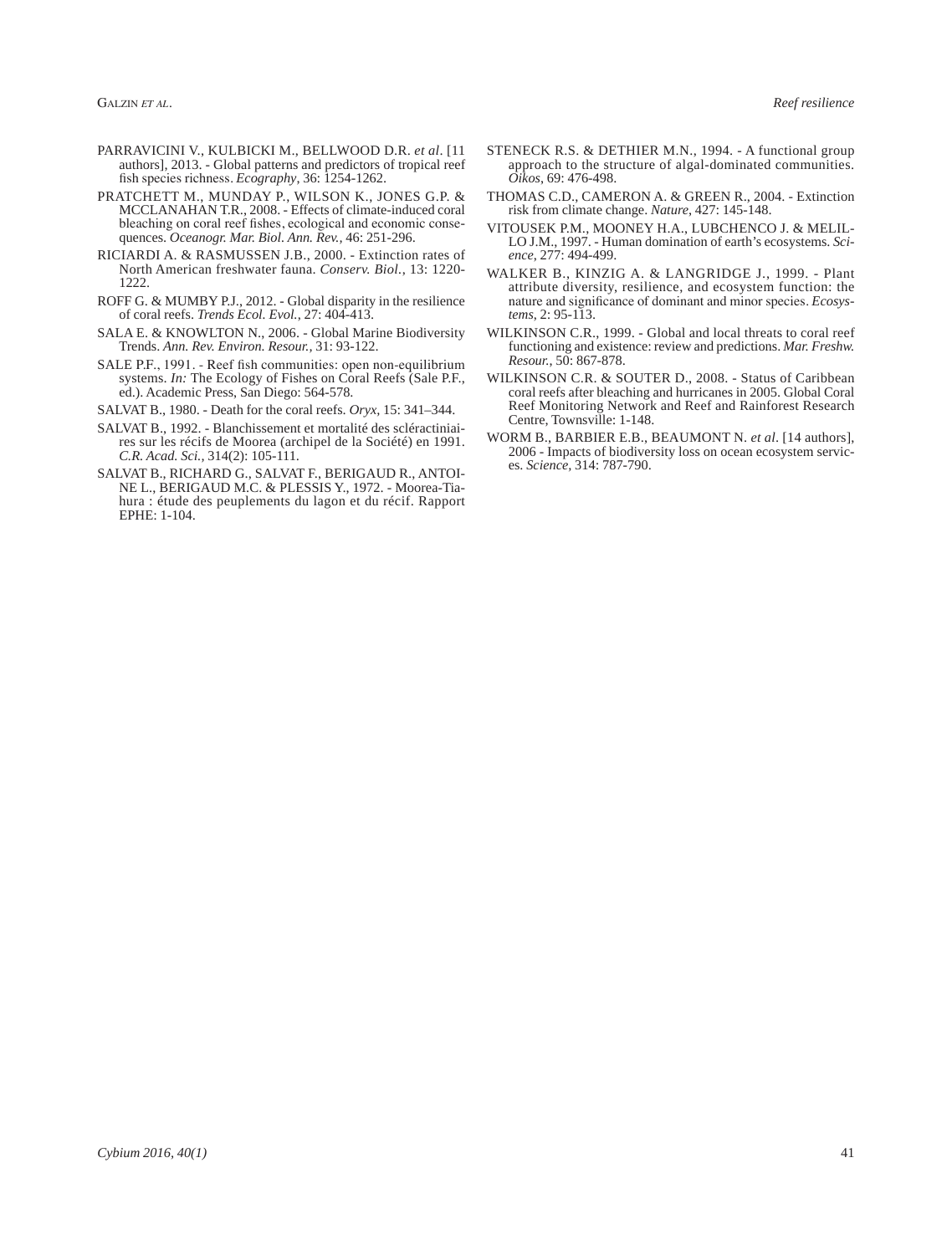PARRAVICINI V., KULBICKI M., BELLWOOD D.R. *et al*. [11 authors], 2013. - Global patterns and predictors of tropical reef fish species richness. *Ecography*, 36: 1254-1262.

PRATCHETT M., MUNDAY P., WILSON K., JONES G.P. & MCCLANAHAN T.R., 2008. - Effects of climate-induced coral bleaching on coral reef fishes, ecological and economic consequences. *Oceanogr. Mar. Biol. Ann. Rev.*, 46: 251-296.

RICIARDI A. & RASMUSSEN J.B., 2000. - Extinction rates of North American freshwater fauna. *Conserv. Biol.*, 13: 1220-1222.

ROFF G. & MUMBY P.J., 2012. - Global disparity in the resilience of coral reefs. *Trends Ecol. Evol.*, 27: 404-413.

SALA E. & KNOWLTON N., 2006. - Global Marine Biodiversity Trends. *Ann. Rev. Environ. Resour.*, 31: 93-122.

SALE P.F., 1991. - Reef fish communities: open non-equilibrium systems. *In:* The Ecology of Fishes on Coral Reefs (Sale P.F., ed.). Academic Press, San Diego: 564-578.

SALVAT B., 1980. - Death for the coral reefs. *Oryx*, 15: 341–344.

SALVAT B., 1992. - Blanchissement et mortalité des scléractiniaires sur les récifs de Moorea (archipel de la Société) en 1991. *C.R. Acad. Sci.*, 314(2): 105-111.

SALVAT B., RICHARD G., SALVAT F., BERIGAUD R., ANTOINE L., BERIGAUD M.C. & PLESSIS Y., 1972. - Moorea-Tiahura : étude des peuplements du lagon et du récif. Rapport EPHE: 1-104.

STENECK R.S. & DETHIER M.N., 1994. - A functional group approach to the structure of algal-dominated communities. *Oikos*, 69: 476-498.

THOMAS C.D., CAMERON A. & GREEN R., 2004. - Extinction risk from climate change. *Nature*, 427: 145-148.

VITOUSEK P.M., MOONEY H.A., LUBCHENCO J. & MELILLO J.M., 1997. - Human domination of earth's ecosystems. *Science*, 277: 494-499.

WALKER B., KINZIG A. & LANGRIDGE J., 1999. - Plant attribute diversity, resilience, and ecosystem function: the nature and significance of dominant and minor species. *Ecosystems*, 2: 95-113.

WILKINSON C.R., 1999. - Global and local threats to coral reef functioning and existence: review and predictions. *Mar. Freshw. Resour.*, 50: 867-878.

WILKINSON C.R. & SOUTER D., 2008. - Status of Caribbean coral reefs after bleaching and hurricanes in 2005. Global Coral Reef Monitoring Network and Reef and Rainforest Research Centre, Townsville: 1-148.

WORM B., BARBIER E.B., BEAUMONT N. *et al*. [14 authors], 2006 - Impacts of biodiversity loss on ocean ecosystem services. *Science*, 314: 787-790.